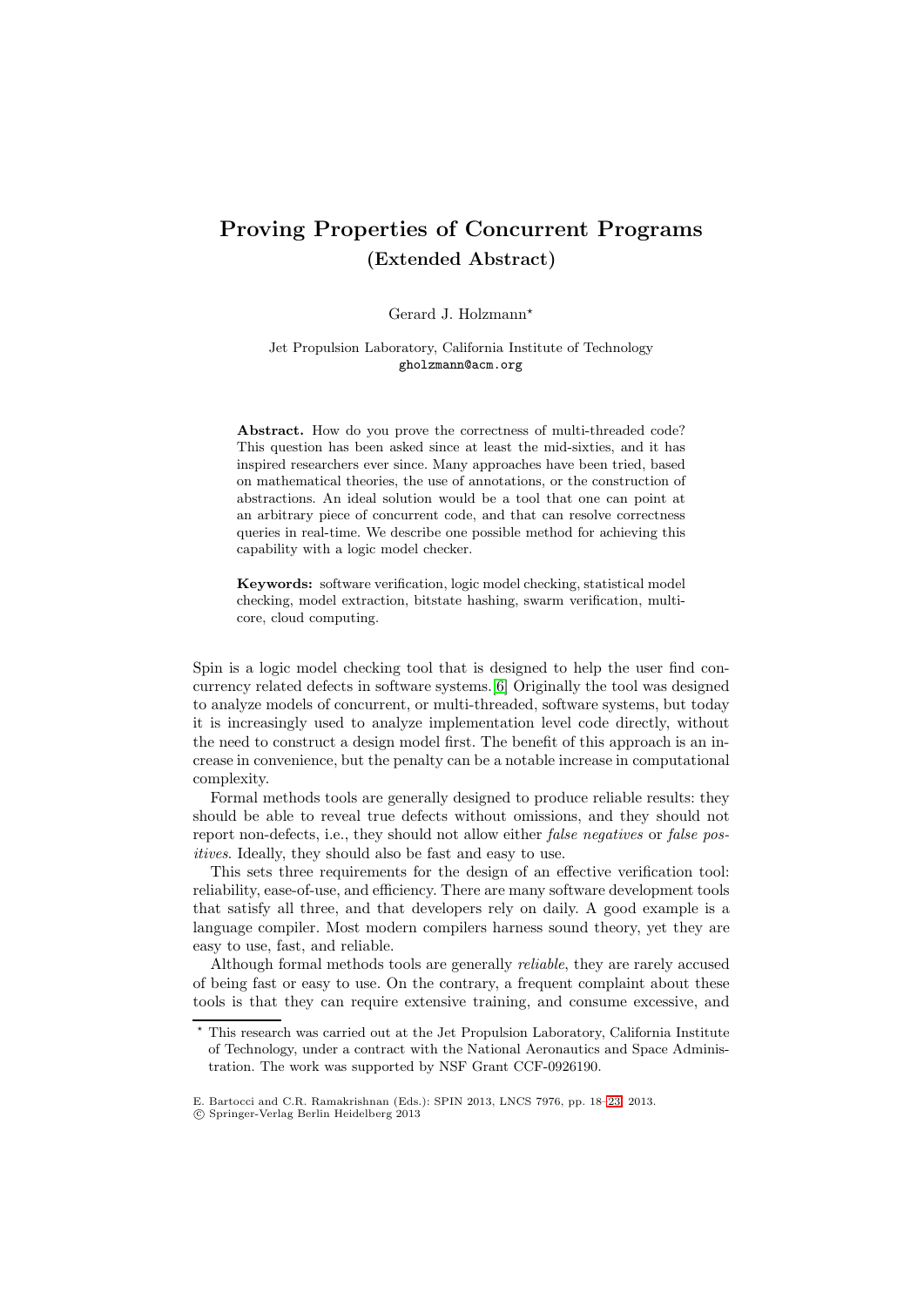# Proving Properties of Concurrent Programs

## (Extended Abstract)

Gerard J. Holzmann*

Jet Propulsion Laboratory, California Institute of Technology
gholzmann@acm.org

**Abstract.** How do you prove the correctness of multi-threaded code? This question has been asked since at least the mid-sixties, and it has inspired researchers ever since. Many approaches have been tried, based on mathematical theories, the use of annotations, or the construction of abstractions. An ideal solution would be a tool that one can point at an arbitrary piece of concurrent code, and that can resolve correctness queries in real-time. We describe one possible method for achieving this capability with a logic model checker.

**Keywords:** software verification, logic model checking, statistical model checking, model extraction, bitstate hashing, swarm verification, multi-core, cloud computing.

Spin is a logic model checking tool that is designed to help the user find concurrency related defects in software systems. [6] Originally the tool was designed to analyze models of concurrent, or multi-threaded, software systems, but today it is increasingly used to analyze implementation level code directly, without the need to construct a design model first. The benefit of this approach is an increase in convenience, but the penalty can be a notable increase in computational complexity.

Formal methods tools are generally designed to produce reliable results: they should be able to reveal true defects without omissions, and they should not report non-defects, i.e., they should not allow either *false negatives* or *false positives*. Ideally, they should also be fast and easy to use.

This sets three requirements for the design of an effective verification tool: reliability, ease-of-use, and efficiency. There are many software development tools that satisfy all three, and that developers rely on daily. A good example is a language compiler. Most modern compilers harness sound theory, yet they are easy to use, fast, and reliable.

Although formal methods tools are generally *reliable*, they are rarely accused of being fast or easy to use. On the contrary, a frequent complaint about these tools is that they can require extensive training, and consume excessive, and

---

* This research was carried out at the Jet Propulsion Laboratory, California Institute of Technology, under a contract with the National Aeronautics and Space Administration. The work was supported by NSF Grant CCF-0926190.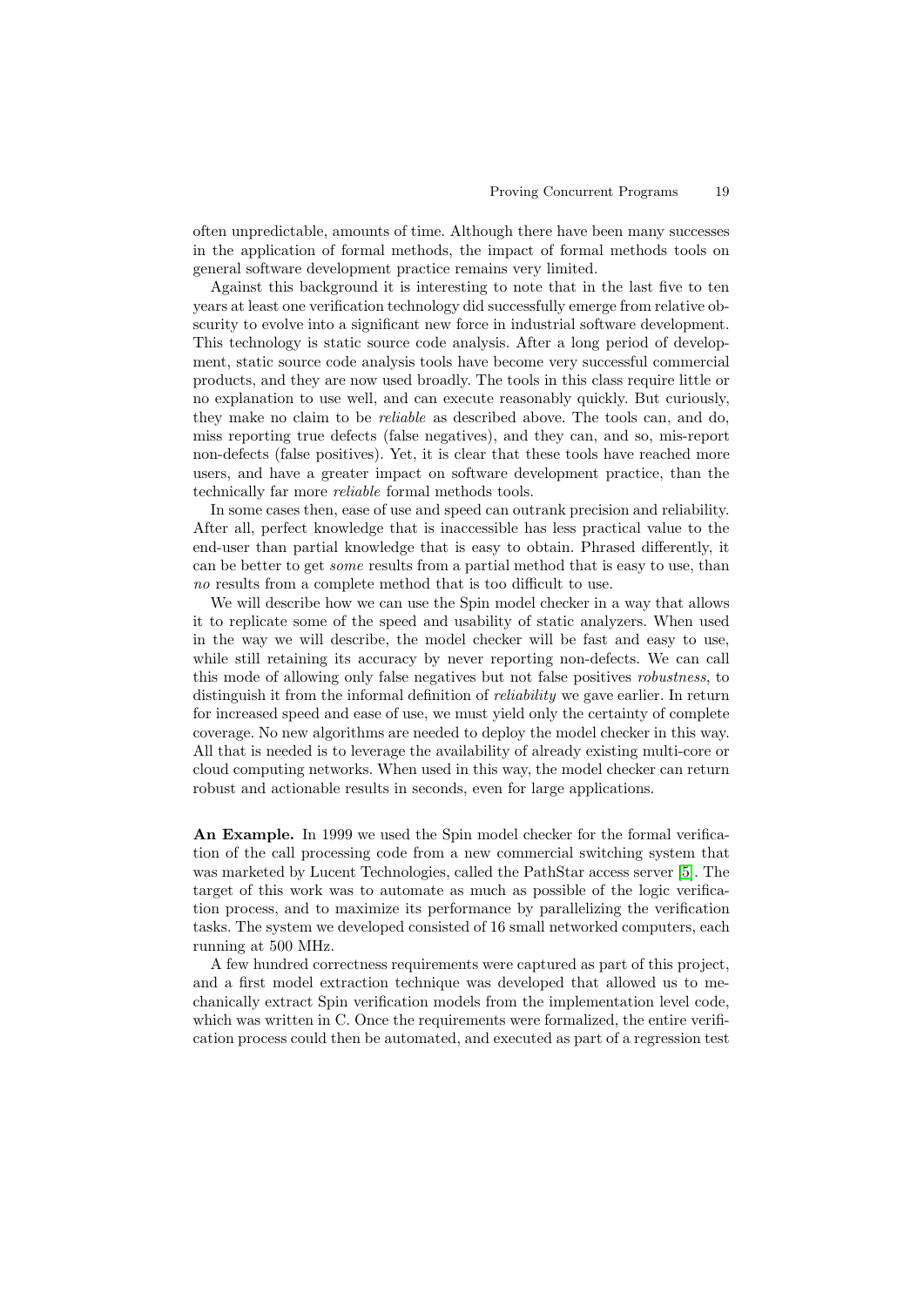often unpredictable, amounts of time. Although there have been many successes in the application of formal methods, the impact of formal methods tools on general software development practice remains very limited.

Against this background it is interesting to note that in the last five to ten years at least one verification technology did successfully emerge from relative obscurity to evolve into a significant new force in industrial software development. This technology is static source code analysis. After a long period of development, static source code analysis tools have become very successful commercial products, and they are now used broadly. The tools in this class require little or no explanation to use well, and can execute reasonably quickly. But curiously, they make no claim to be *reliable* as described above. The tools can, and do, miss reporting true defects (false negatives), and they can, and so, mis-report non-defects (false positives). Yet, it is clear that these tools have reached more users, and have a greater impact on software development practice, than the technically far more *reliable* formal methods tools.

In some cases then, ease of use and speed can outrank precision and reliability. After all, perfect knowledge that is inaccessible has less practical value to the end-user than partial knowledge that is easy to obtain. Phrased differently, it can be better to get *some* results from a partial method that is easy to use, than *no* results from a complete method that is too difficult to use.

We will describe how we can use the Spin model checker in a way that allows it to replicate some of the speed and usability of static analyzers. When used in the way we will describe, the model checker will be fast and easy to use, while still retaining its accuracy by never reporting non-defects. We can call this mode of allowing only false negatives but not false positives *robustness*, to distinguish it from the informal definition of *reliability* we gave earlier. In return for increased speed and ease of use, we must yield only the certainty of complete coverage. No new algorithms are needed to deploy the model checker in this way. All that is needed is to leverage the availability of already existing multi-core or cloud computing networks. When used in this way, the model checker can return robust and actionable results in seconds, even for large applications.

**An Example.** In 1999 we used the Spin model checker for the formal verification of the call processing code from a new commercial switching system that was marketed by Lucent Technologies, called the PathStar access server [5]. The target of this work was to automate as much as possible of the logic verification process, and to maximize its performance by parallelizing the verification tasks. The system we developed consisted of 16 small networked computers, each running at 500 MHz.

A few hundred correctness requirements were captured as part of this project, and a first model extraction technique was developed that allowed us to mechanically extract Spin verification models from the implementation level code, which was written in C. Once the requirements were formalized, the entire verification process could then be automated, and executed as part of a regression test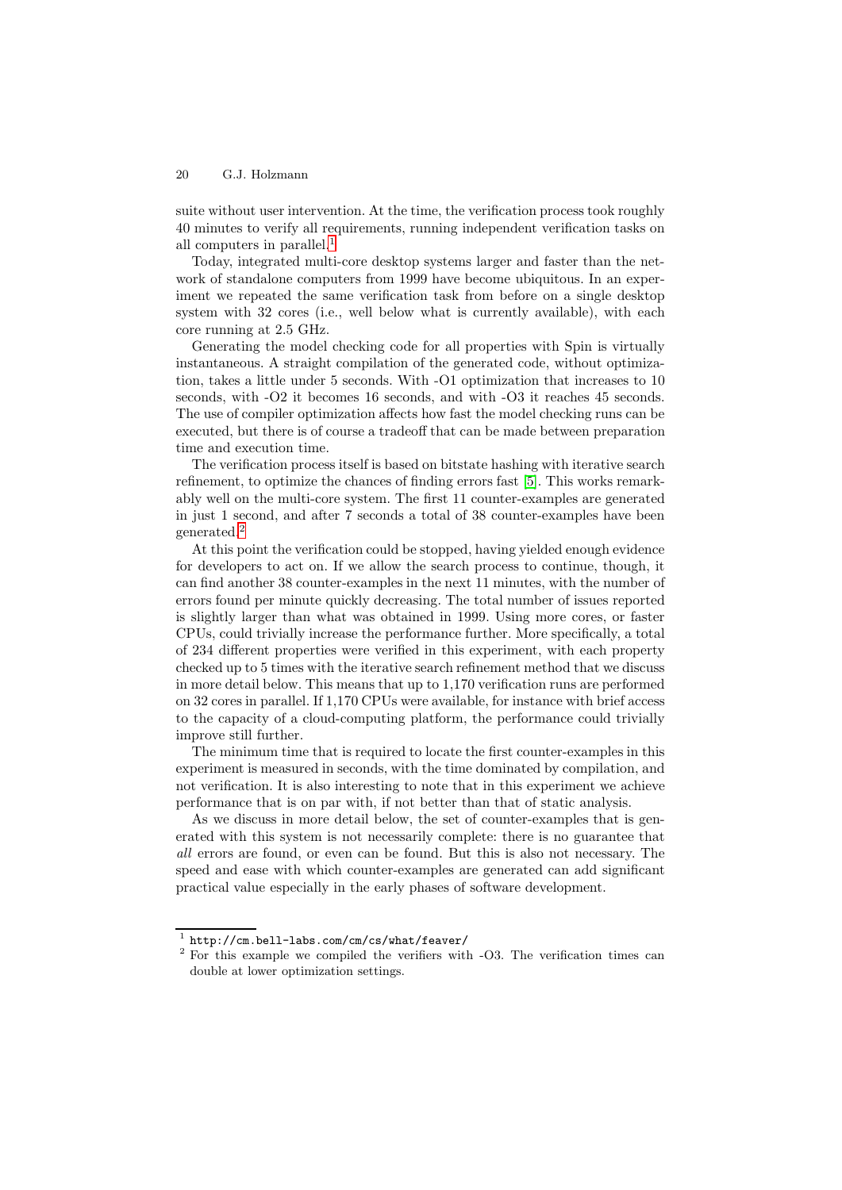suite without user intervention. At the time, the verification process took roughly 40 minutes to verify all requirements, running independent verification tasks on all computers in parallel.[1]

Today, integrated multi-core desktop systems larger and faster than the network of standalone computers from 1999 have become ubiquitous. In an experiment we repeated the same verification task from before on a single desktop system with 32 cores (i.e., well below what is currently available), with each core running at 2.5 GHz.

Generating the model checking code for all properties with Spin is virtually instantaneous. A straight compilation of the generated code, without optimization, takes a little under 5 seconds. With -O1 optimization that increases to 10 seconds, with -O2 it becomes 16 seconds, and with -O3 it reaches 45 seconds. The use of compiler optimization affects how fast the model checking runs can be executed, but there is of course a tradeoff that can be made between preparation time and execution time.

The verification process itself is based on bitstate hashing with iterative search refinement, to optimize the chances of finding errors fast [5]. This works remarkably well on the multi-core system. The first 11 counter-examples are generated in just 1 second, and after 7 seconds a total of 38 counter-examples have been generated.[2]

At this point the verification could be stopped, having yielded enough evidence for developers to act on. If we allow the search process to continue, though, it can find another 38 counter-examples in the next 11 minutes, with the number of errors found per minute quickly decreasing. The total number of issues reported is slightly larger than what was obtained in 1999. Using more cores, or faster CPUs, could trivially increase the performance further. More specifically, a total of 234 different properties were verified in this experiment, with each property checked up to 5 times with the iterative search refinement method that we discuss in more detail below. This means that up to 1,170 verification runs are performed on 32 cores in parallel. If 1,170 CPUs were available, for instance with brief access to the capacity of a cloud-computing platform, the performance could trivially improve still further.

The minimum time that is required to locate the first counter-examples in this experiment is measured in seconds, with the time dominated by compilation, and not verification. It is also interesting to note that in this experiment we achieve performance that is on par with, if not better than that of static analysis.

As we discuss in more detail below, the set of counter-examples that is generated with this system is not necessarily complete: there is no guarantee that *all* errors are found, or even can be found. But this is also not necessary. The speed and ease with which counter-examples are generated can add significant practical value especially in the early phases of software development.

---

[1] `http://cm.bell-labs.com/cm/cs/what/feaver/`

[2] For this example we compiled the verifiers with -O3. The verification times can double at lower optimization settings.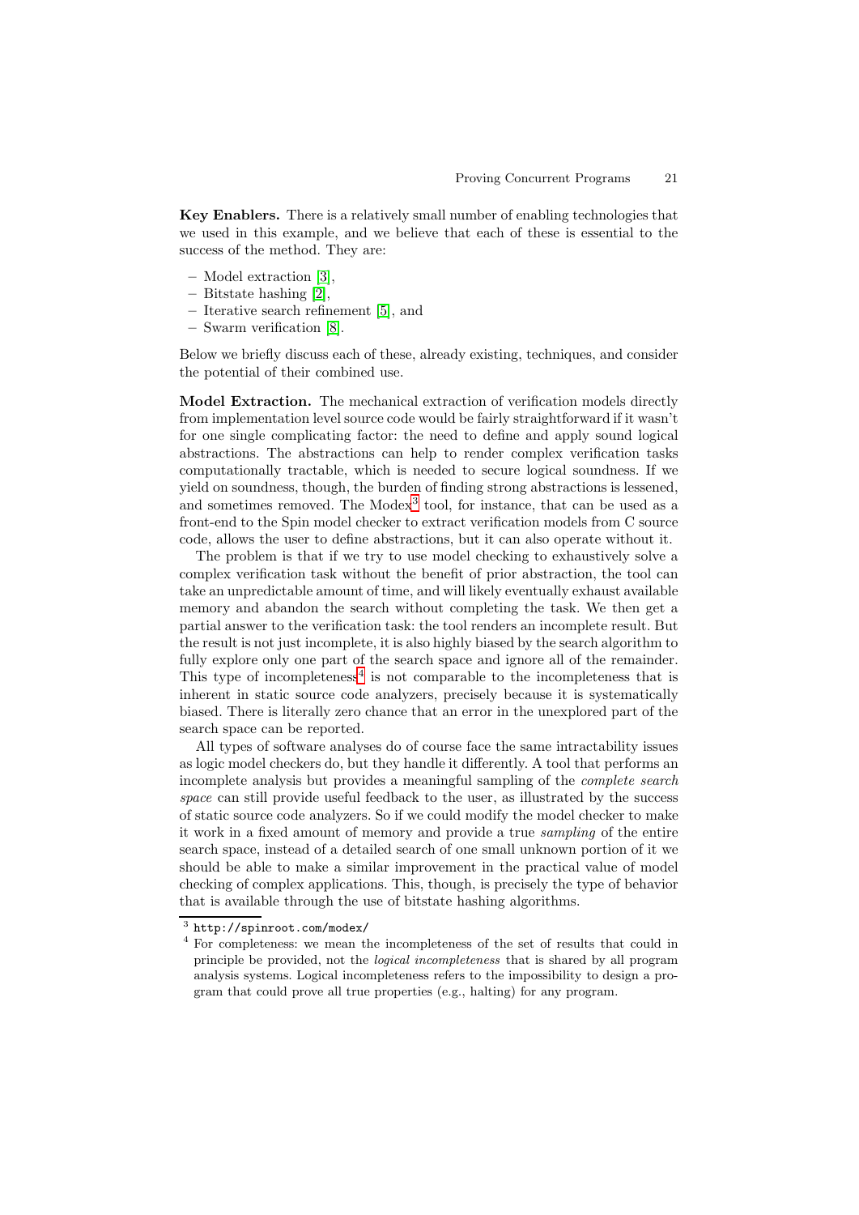**Key Enablers.** There is a relatively small number of enabling technologies that we used in this example, and we believe that each of these is essential to the success of the method. They are:

- Model extraction [3],
- Bitstate hashing [2],
- Iterative search refinement [5], and
- Swarm verification [8].

Below we briefly discuss each of these, already existing, techniques, and consider the potential of their combined use.

**Model Extraction.** The mechanical extraction of verification models directly from implementation level source code would be fairly straightforward if it wasn't for one single complicating factor: the need to define and apply sound logical abstractions. The abstractions can help to render complex verification tasks computationally tractable, which is needed to secure logical soundness. If we yield on soundness, though, the burden of finding strong abstractions is lessened, and sometimes removed. The Modex[3] tool, for instance, that can be used as a front-end to the Spin model checker to extract verification models from C source code, allows the user to define abstractions, but it can also operate without it.

The problem is that if we try to use model checking to exhaustively solve a complex verification task without the benefit of prior abstraction, the tool can take an unpredictable amount of time, and will likely eventually exhaust available memory and abandon the search without completing the task. We then get a partial answer to the verification task: the tool renders an incomplete result. But the result is not just incomplete, it is also highly biased by the search algorithm to fully explore only one part of the search space and ignore all of the remainder. This type of incompleteness[4] is not comparable to the incompleteness that is inherent in static source code analyzers, precisely because it is systematically biased. There is literally zero chance that an error in the unexplored part of the search space can be reported.

All types of software analyses do of course face the same intractability issues as logic model checkers do, but they handle it differently. A tool that performs an incomplete analysis but provides a meaningful sampling of the *complete search space* can still provide useful feedback to the user, as illustrated by the success of static source code analyzers. So if we could modify the model checker to make it work in a fixed amount of memory and provide a true *sampling* of the entire search space, instead of a detailed search of one small unknown portion of it we should be able to make a similar improvement in the practical value of model checking of complex applications. This, though, is precisely the type of behavior that is available through the use of bitstate hashing algorithms.

[3] `http://spinroot.com/modex/`

[4] For completeness: we mean the incompleteness of the set of results that could in principle be provided, not the *logical incompleteness* that is shared by all program analysis systems. Logical incompleteness refers to the impossibility to design a program that could prove all true properties (e.g., halting) for any program.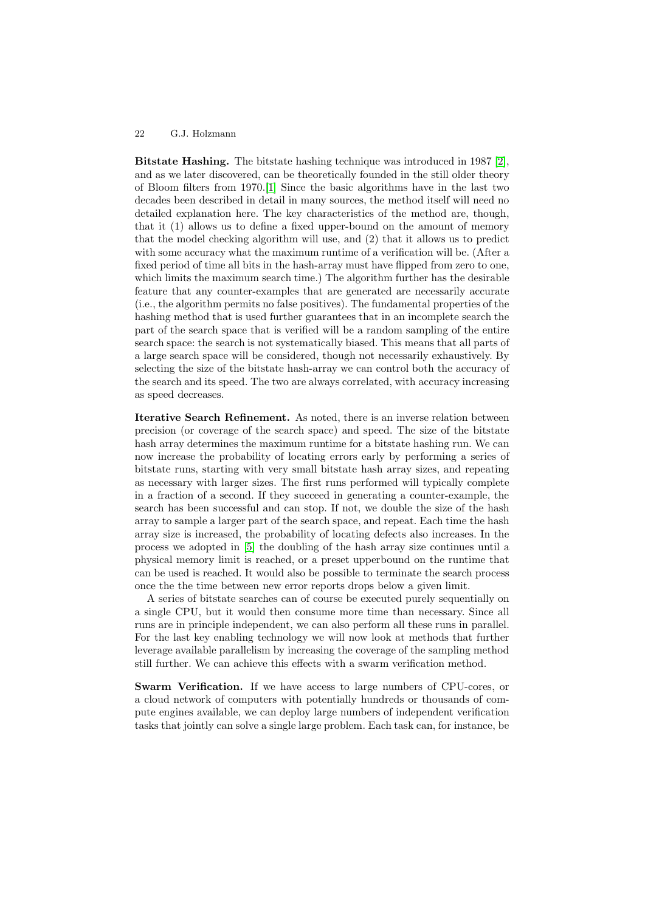**Bitstate Hashing.** The bitstate hashing technique was introduced in 1987 [2], and as we later discovered, can be theoretically founded in the still older theory of Bloom filters from 1970.[1] Since the basic algorithms have in the last two decades been described in detail in many sources, the method itself will need no detailed explanation here. The key characteristics of the method are, though, that it (1) allows us to define a fixed upper-bound on the amount of memory that the model checking algorithm will use, and (2) that it allows us to predict with some accuracy what the maximum runtime of a verification will be. (After a fixed period of time all bits in the hash-array must have flipped from zero to one, which limits the maximum search time.) The algorithm further has the desirable feature that any counter-examples that are generated are necessarily accurate (i.e., the algorithm permits no false positives). The fundamental properties of the hashing method that is used further guarantees that in an incomplete search the part of the search space that is verified will be a random sampling of the entire search space: the search is not systematically biased. This means that all parts of a large search space will be considered, though not necessarily exhaustively. By selecting the size of the bitstate hash-array we can control both the accuracy of the search and its speed. The two are always correlated, with accuracy increasing as speed decreases.

**Iterative Search Refinement.** As noted, there is an inverse relation between precision (or coverage of the search space) and speed. The size of the bitstate hash array determines the maximum runtime for a bitstate hashing run. We can now increase the probability of locating errors early by performing a series of bitstate runs, starting with very small bitstate hash array sizes, and repeating as necessary with larger sizes. The first runs performed will typically complete in a fraction of a second. If they succeed in generating a counter-example, the search has been successful and can stop. If not, we double the size of the hash array to sample a larger part of the search space, and repeat. Each time the hash array size is increased, the probability of locating defects also increases. In the process we adopted in [5] the doubling of the hash array size continues until a physical memory limit is reached, or a preset upperbound on the runtime that can be used is reached. It would also be possible to terminate the search process once the the time between new error reports drops below a given limit.

A series of bitstate searches can of course be executed purely sequentially on a single CPU, but it would then consume more time than necessary. Since all runs are in principle independent, we can also perform all these runs in parallel. For the last key enabling technology we will now look at methods that further leverage available parallelism by increasing the coverage of the sampling method still further. We can achieve this effects with a swarm verification method.

**Swarm Verification.** If we have access to large numbers of CPU-cores, or a cloud network of computers with potentially hundreds or thousands of compute engines available, we can deploy large numbers of independent verification tasks that jointly can solve a single large problem. Each task can, for instance, be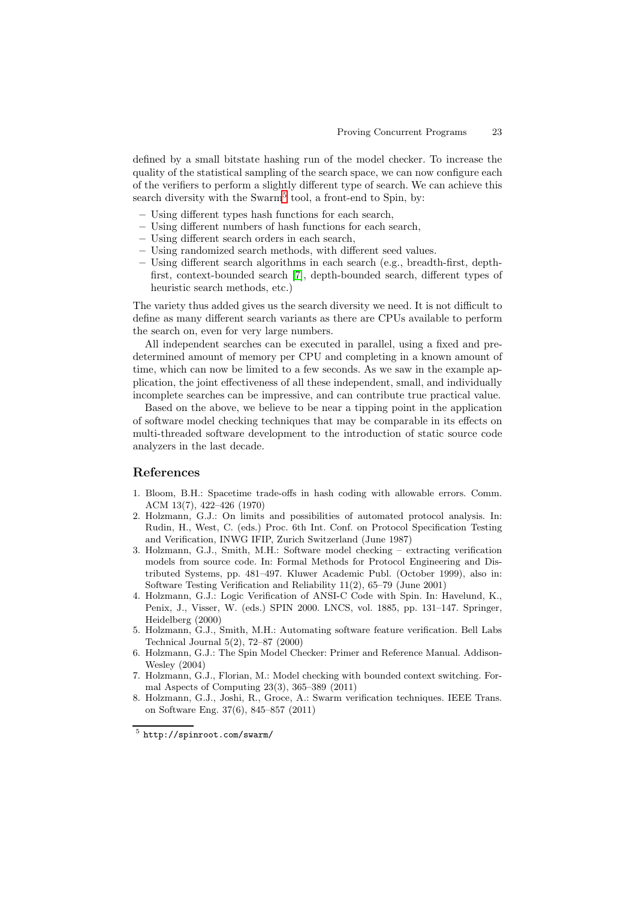defined by a small bitstate hashing run of the model checker. To increase the quality of the statistical sampling of the search space, we can now configure each of the verifiers to perform a slightly different type of search. We can achieve this search diversity with the Swarm[5] tool, a front-end to Spin, by:

- Using different types hash functions for each search,
- Using different numbers of hash functions for each search,
- Using different search orders in each search,
- Using randomized search methods, with different seed values.
- Using different search algorithms in each search (e.g., breadth-first, depth-first, context-bounded search [7], depth-bounded search, different types of heuristic search methods, etc.)

The variety thus added gives us the search diversity we need. It is not difficult to define as many different search variants as there are CPUs available to perform the search on, even for very large numbers.

All independent searches can be executed in parallel, using a fixed and predetermined amount of memory per CPU and completing in a known amount of time, which can now be limited to a few seconds. As we saw in the example application, the joint effectiveness of all these independent, small, and individually incomplete searches can be impressive, and can contribute true practical value.

Based on the above, we believe to be near a tipping point in the application of software model checking techniques that may be comparable in its effects on multi-threaded software development to the introduction of static source code analyzers in the last decade.

## References

1. Bloom, B.H.: Spacetime trade-offs in hash coding with allowable errors. Comm. ACM 13(7), 422–426 (1970)
2. Holzmann, G.J.: On limits and possibilities of automated protocol analysis. In: Rudin, H., West, C. (eds.) Proc. 6th Int. Conf. on Protocol Specification Testing and Verification, INWG IFIP, Zurich Switzerland (June 1987)
3. Holzmann, G.J., Smith, M.H.: Software model checking – extracting verification models from source code. In: Formal Methods for Protocol Engineering and Distributed Systems, pp. 481–497. Kluwer Academic Publ. (October 1999), also in: Software Testing Verification and Reliability 11(2), 65–79 (June 2001)
4. Holzmann, G.J.: Logic Verification of ANSI-C Code with Spin. In: Havelund, K., Penix, J., Visser, W. (eds.) SPIN 2000. LNCS, vol. 1885, pp. 131–147. Springer, Heidelberg (2000)
5. Holzmann, G.J., Smith, M.H.: Automating software feature verification. Bell Labs Technical Journal 5(2), 72–87 (2000)
6. Holzmann, G.J.: The Spin Model Checker: Primer and Reference Manual. Addison-Wesley (2004)
7. Holzmann, G.J., Florian, M.: Model checking with bounded context switching. Formal Aspects of Computing 23(3), 365–389 (2011)
8. Holzmann, G.J., Joshi, R., Groce, A.: Swarm verification techniques. IEEE Trans. on Software Eng. 37(6), 845–857 (2011)

[5] http://spinroot.com/swarm/